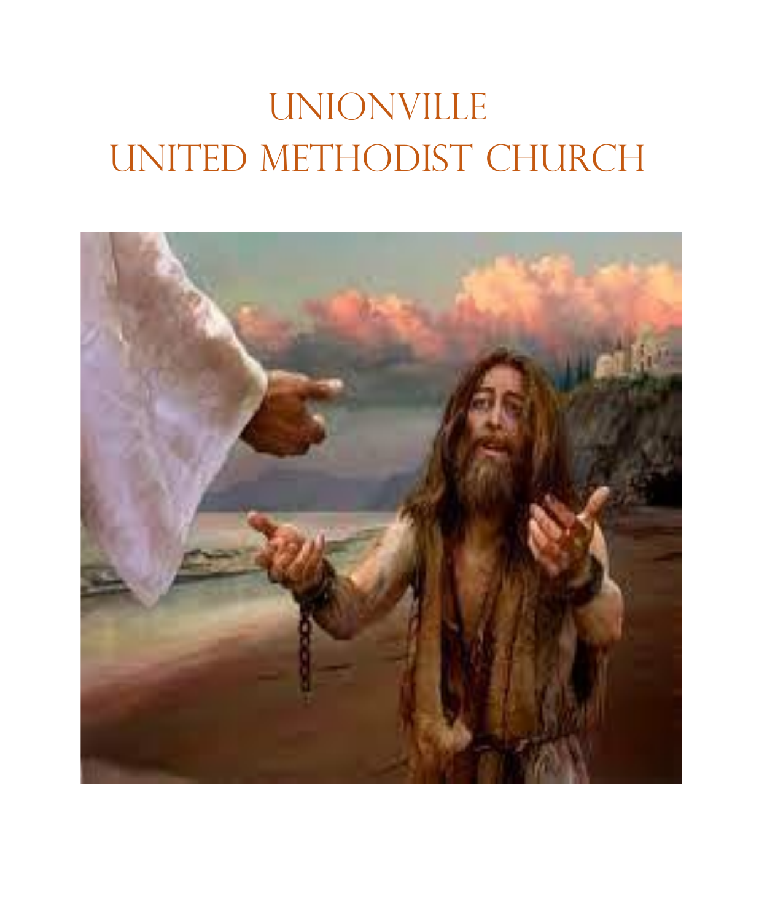# UNIONVILLE
# UNITED METHODIST CHURCH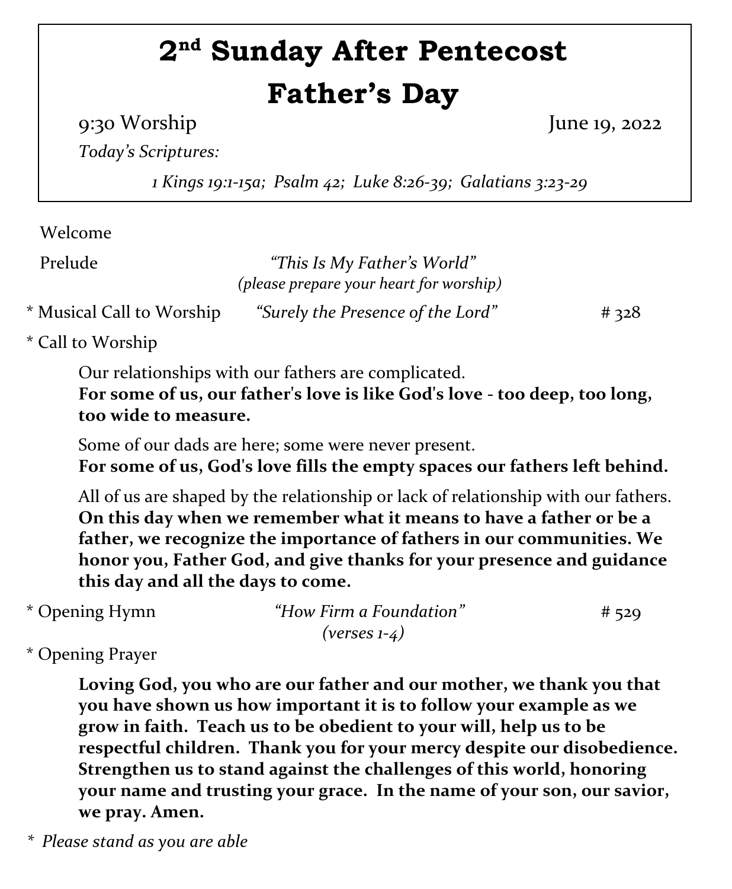# 2nd Sunday After Pentecost
# Father's Day

9:30 Worship June 19, 2022

*Today's Scriptures:*

*1 Kings 19:1-15a; Psalm 42; Luke 8:26-39; Galatians 3:23-29*

Welcome

Prelude *"This Is My Father's World"*
*(please prepare your heart for worship)*

\* Musical Call to Worship *"Surely the Presence of the Lord"* # 328

\* Call to Worship

Our relationships with our fathers are complicated.
**For some of us, our father's love is like God's love - too deep, too long, too wide to measure.**

Some of our dads are here; some were never present.
**For some of us, God's love fills the empty spaces our fathers left behind.**

All of us are shaped by the relationship or lack of relationship with our fathers.
**On this day when we remember what it means to have a father or be a father, we recognize the importance of fathers in our communities. We honor you, Father God, and give thanks for your presence and guidance this day and all the days to come.**

\* Opening Hymn *"How Firm a Foundation"* # 529
*(verses 1-4)*

\* Opening Prayer

**Loving God, you who are our father and our mother, we thank you that you have shown us how important it is to follow your example as we grow in faith. Teach us to be obedient to your will, help us to be respectful children. Thank you for your mercy despite our disobedience. Strengthen us to stand against the challenges of this world, honoring your name and trusting your grace. In the name of your son, our savior, we pray. Amen.**

\* *Please stand as you are able*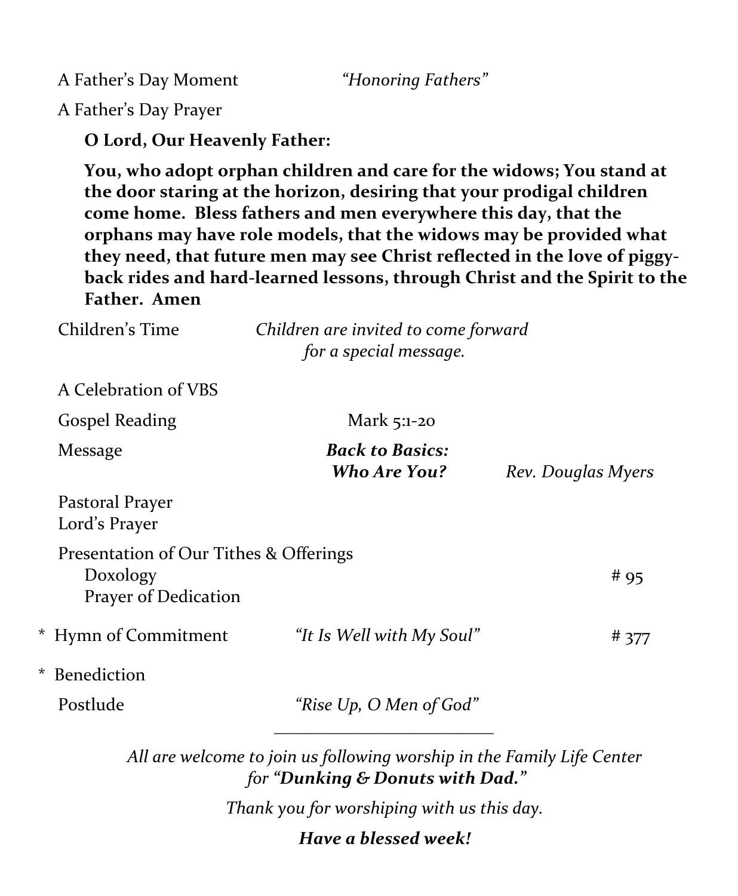A Father's Day Moment *"Honoring Fathers"*

A Father's Day Prayer

**O Lord, Our Heavenly Father:**

**You, who adopt orphan children and care for the widows; You stand at the door staring at the horizon, desiring that your prodigal children come home. Bless fathers and men everywhere this day, that the orphans may have role models, that the widows may be provided what they need, that future men may see Christ reflected in the love of piggy-back rides and hard-learned lessons, through Christ and the Spirit to the Father. Amen**

Children's Time *Children are invited to come forward for a special message.*

A Celebration of VBS

Gospel Reading Mark 5:1-20

Message ***Back to Basics: Who Are You?*** *Rev. Douglas Myers*

Pastoral Prayer
Lord's Prayer

Presentation of Our Tithes & Offerings
Doxology # 95
Prayer of Dedication

\* Hymn of Commitment *"It Is Well with My Soul"* # 377

\* Benediction

Postlude *"Rise Up, O Men of God"*

---

*All are welcome to join us following worship in the Family Life Center for **"Dunking & Donuts with Dad."***

*Thank you for worshiping with us this day.*

***Have a blessed week!***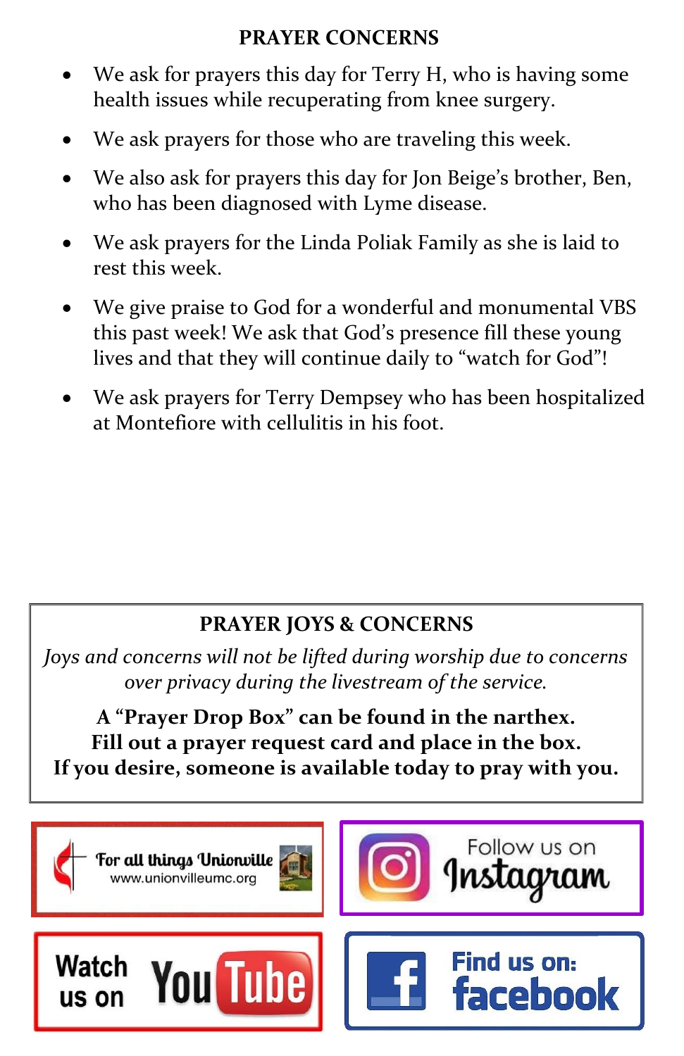## PRAYER CONCERNS

- We ask for prayers this day for Terry H, who is having some health issues while recuperating from knee surgery.
- We ask prayers for those who are traveling this week.
- We also ask for prayers this day for Jon Beige's brother, Ben, who has been diagnosed with Lyme disease.
- We ask prayers for the Linda Poliak Family as she is laid to rest this week.
- We give praise to God for a wonderful and monumental VBS this past week! We ask that God's presence fill these young lives and that they will continue daily to "watch for God"!
- We ask prayers for Terry Dempsey who has been hospitalized at Montefiore with cellulitis in his foot.

### PRAYER JOYS & CONCERNS

*Joys and concerns will not be lifted during worship due to concerns over privacy during the livestream of the service.*

**A "Prayer Drop Box" can be found in the narthex.**
**Fill out a prayer request card and place in the box.**
**If you desire, someone is available today to pray with you.**

For all things Unionville
www.unionvilleumc.org

Follow us on Instagram

Watch us on YouTube

Find us on: facebook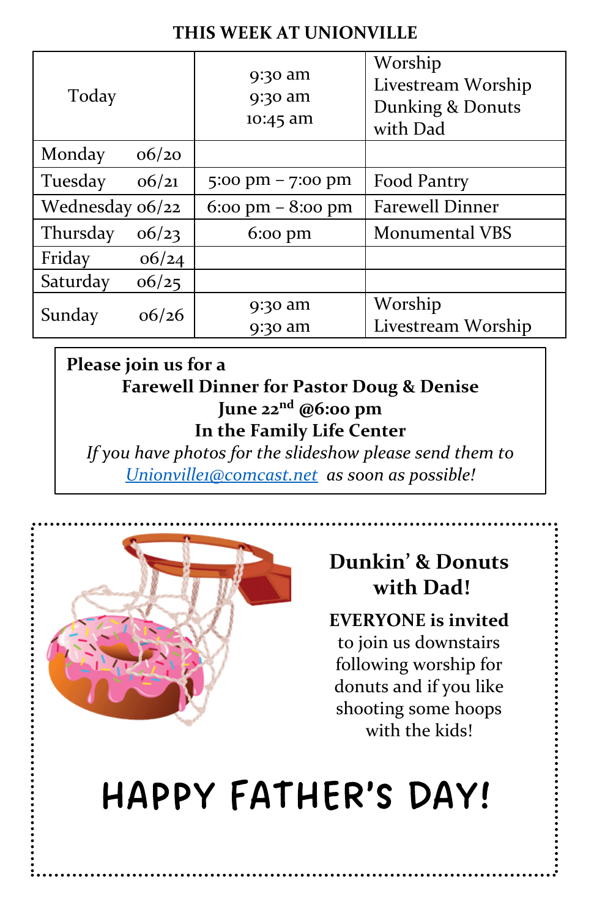## THIS WEEK AT UNIONVILLE

| | | |
|---|---|---|
| Today | 9:30 am<br>9:30 am<br>10:45 am | Worship<br>Livestream Worship<br>Dunking & Donuts with Dad |
| Monday 06/20 | | |
| Tuesday 06/21 | 5:00 pm – 7:00 pm | Food Pantry |
| Wednesday 06/22 | 6:00 pm – 8:00 pm | Farewell Dinner |
| Thursday 06/23 | 6:00 pm | Monumental VBS |
| Friday 06/24 | | |
| Saturday 06/25 | | |
| Sunday 06/26 | 9:30 am<br>9:30 am | Worship<br>Livestream Worship |

**Please join us for a**

**Farewell Dinner for Pastor Doug & Denise**

**June 22nd @6:00 pm**

**In the Family Life Center**

*If you have photos for the slideshow please send them to Unionville1@comcast.net as soon as possible!*

## Dunkin' & Donuts with Dad!

**EVERYONE is invited** to join us downstairs following worship for donuts and if you like shooting some hoops with the kids!

# HAPPY FATHER'S DAY!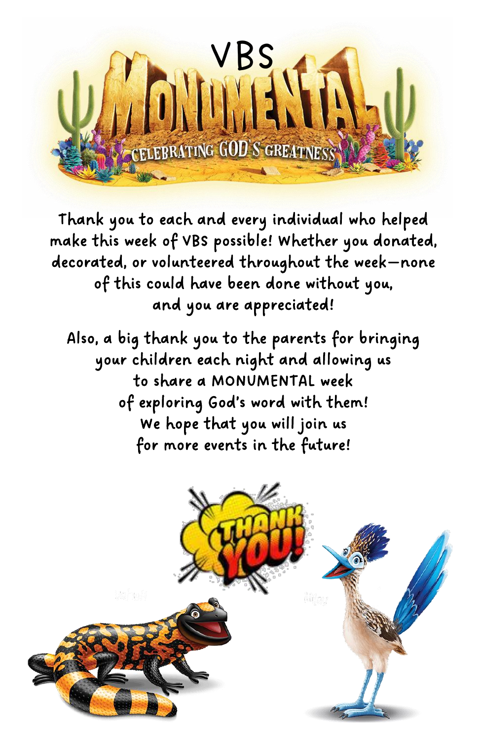# VBS

## MONUMENTAL

### CELEBRATING GOD'S GREATNESS

Thank you to each and every individual who helped make this week of VBS possible! Whether you donated, decorated, or volunteered throughout the week—none of this could have been done without you, and you are appreciated!

Also, a big thank you to the parents for bringing your children each night and allowing us to share a MONUMENTAL week of exploring God's word with them! We hope that you will join us for more events in the future!

THANK YOU!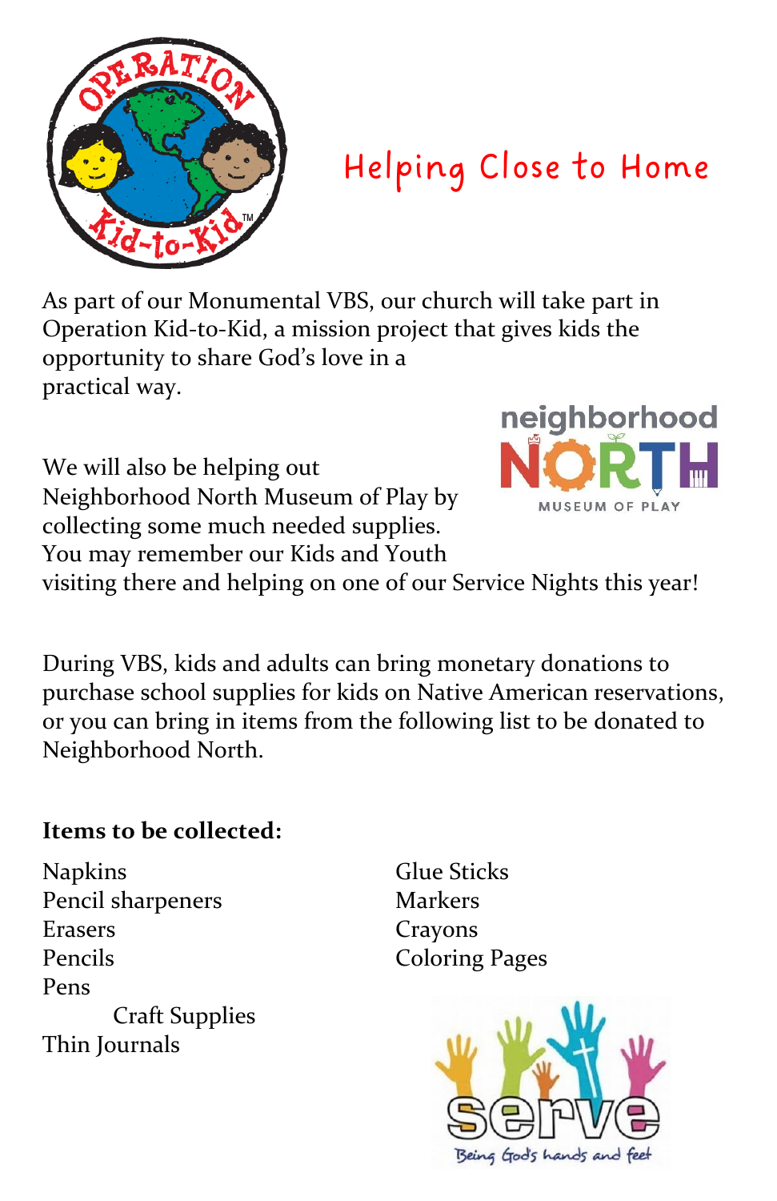# Helping Close to Home

As part of our Monumental VBS, our church will take part in Operation Kid-to-Kid, a mission project that gives kids the opportunity to share God's love in a practical way.

We will also be helping out Neighborhood North Museum of Play by collecting some much needed supplies. You may remember our Kids and Youth visiting there and helping on one of our Service Nights this year!

During VBS, kids and adults can bring monetary donations to purchase school supplies for kids on Native American reservations, or you can bring in items from the following list to be donated to Neighborhood North.

**Items to be collected:**

Napkins
Pencil sharpeners
Erasers
Pencils
Pens
Craft Supplies
Thin Journals
Glue Sticks
Markers
Crayons
Coloring Pages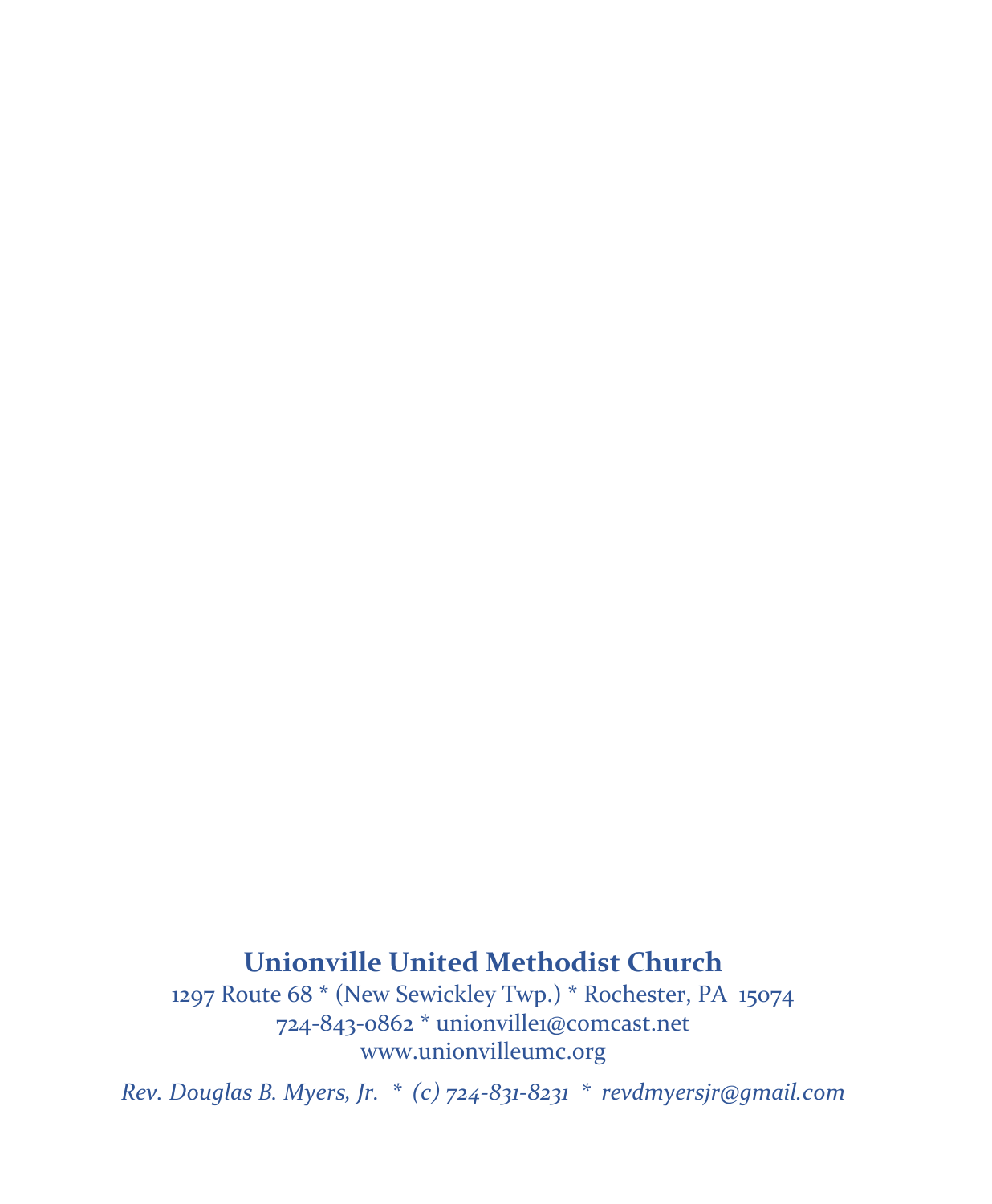**Unionville United Methodist Church**

1297 Route 68 * (New Sewickley Twp.) * Rochester, PA 15074

724-843-0862 * unionville1@comcast.net

www.unionvilleumc.org

*Rev. Douglas B. Myers, Jr. * (c) 724-831-8231 * revdmyersjr@gmail.com*